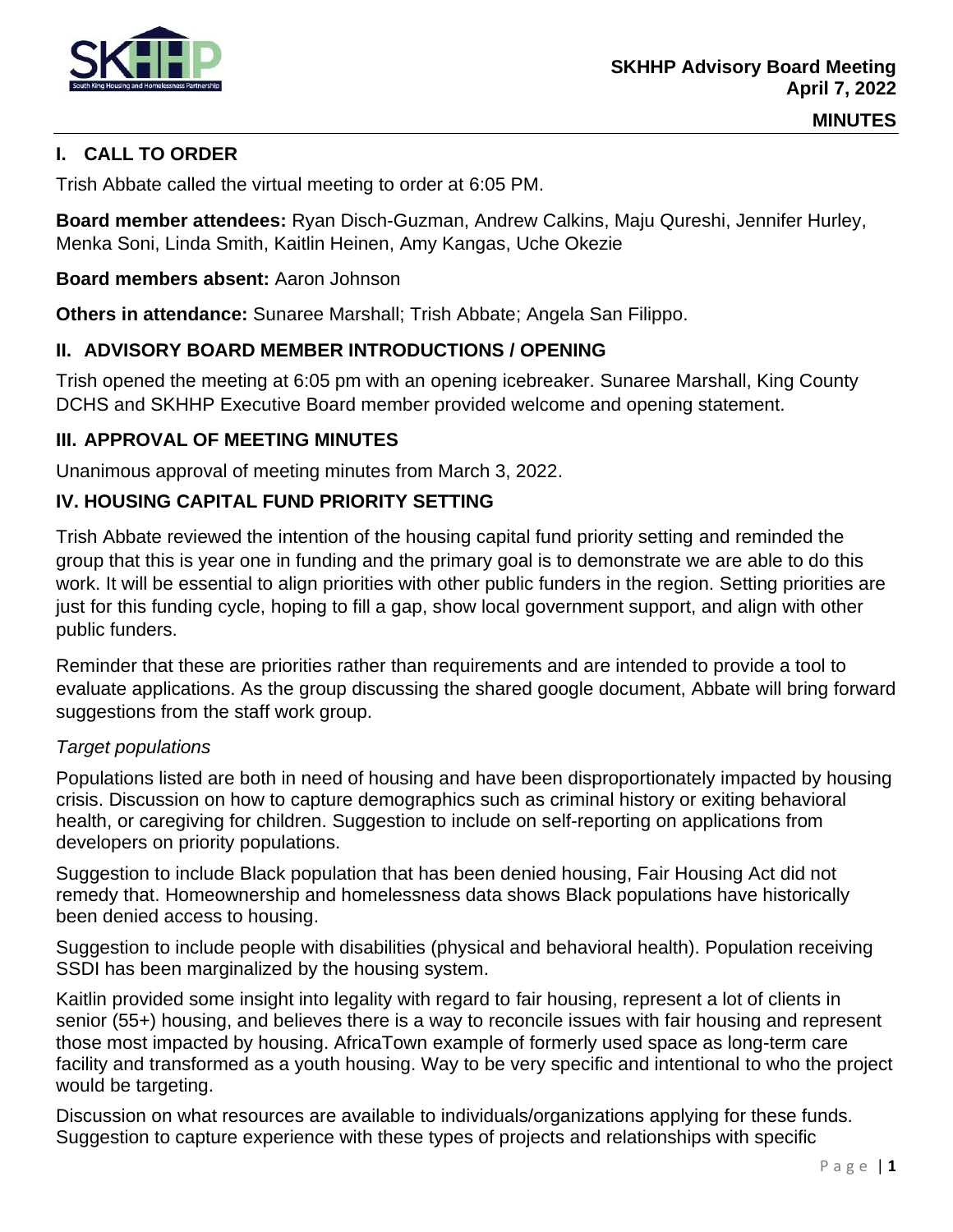**SKHHP Advisory Board Meeting**
**April 7, 2022**

**MINUTES**

## I. CALL TO ORDER

Trish Abbate called the virtual meeting to order at 6:05 PM.

**Board member attendees:** Ryan Disch-Guzman, Andrew Calkins, Maju Qureshi, Jennifer Hurley, Menka Soni, Linda Smith, Kaitlin Heinen, Amy Kangas, Uche Okezie

**Board members absent:** Aaron Johnson

**Others in attendance:** Sunaree Marshall; Trish Abbate; Angela San Filippo.

## II. ADVISORY BOARD MEMBER INTRODUCTIONS / OPENING

Trish opened the meeting at 6:05 pm with an opening icebreaker. Sunaree Marshall, King County DCHS and SKHHP Executive Board member provided welcome and opening statement.

## III. APPROVAL OF MEETING MINUTES

Unanimous approval of meeting minutes from March 3, 2022.

## IV. HOUSING CAPITAL FUND PRIORITY SETTING

Trish Abbate reviewed the intention of the housing capital fund priority setting and reminded the group that this is year one in funding and the primary goal is to demonstrate we are able to do this work. It will be essential to align priorities with other public funders in the region. Setting priorities are just for this funding cycle, hoping to fill a gap, show local government support, and align with other public funders.

Reminder that these are priorities rather than requirements and are intended to provide a tool to evaluate applications. As the group discussing the shared google document, Abbate will bring forward suggestions from the staff work group.

*Target populations*

Populations listed are both in need of housing and have been disproportionately impacted by housing crisis. Discussion on how to capture demographics such as criminal history or exiting behavioral health, or caregiving for children. Suggestion to include on self-reporting on applications from developers on priority populations.

Suggestion to include Black population that has been denied housing, Fair Housing Act did not remedy that. Homeownership and homelessness data shows Black populations have historically been denied access to housing.

Suggestion to include people with disabilities (physical and behavioral health). Population receiving SSDI has been marginalized by the housing system.

Kaitlin provided some insight into legality with regard to fair housing, represent a lot of clients in senior (55+) housing, and believes there is a way to reconcile issues with fair housing and represent those most impacted by housing. AfricaTown example of formerly used space as long-term care facility and transformed as a youth housing. Way to be very specific and intentional to who the project would be targeting.

Discussion on what resources are available to individuals/organizations applying for these funds. Suggestion to capture experience with these types of projects and relationships with specific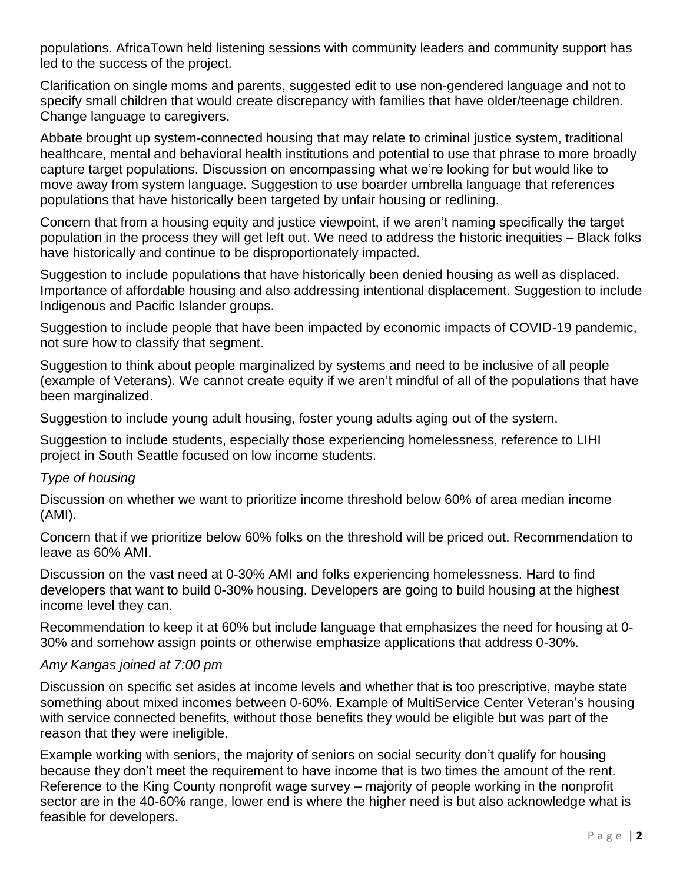populations. AfricaTown held listening sessions with community leaders and community support has led to the success of the project.

Clarification on single moms and parents, suggested edit to use non-gendered language and not to specify small children that would create discrepancy with families that have older/teenage children. Change language to caregivers.

Abbate brought up system-connected housing that may relate to criminal justice system, traditional healthcare, mental and behavioral health institutions and potential to use that phrase to more broadly capture target populations. Discussion on encompassing what we're looking for but would like to move away from system language. Suggestion to use boarder umbrella language that references populations that have historically been targeted by unfair housing or redlining.

Concern that from a housing equity and justice viewpoint, if we aren't naming specifically the target population in the process they will get left out. We need to address the historic inequities – Black folks have historically and continue to be disproportionately impacted.

Suggestion to include populations that have historically been denied housing as well as displaced. Importance of affordable housing and also addressing intentional displacement. Suggestion to include Indigenous and Pacific Islander groups.

Suggestion to include people that have been impacted by economic impacts of COVID-19 pandemic, not sure how to classify that segment.

Suggestion to think about people marginalized by systems and need to be inclusive of all people (example of Veterans). We cannot create equity if we aren't mindful of all of the populations that have been marginalized.

Suggestion to include young adult housing, foster young adults aging out of the system.

Suggestion to include students, especially those experiencing homelessness, reference to LIHI project in South Seattle focused on low income students.

*Type of housing*

Discussion on whether we want to prioritize income threshold below 60% of area median income (AMI).

Concern that if we prioritize below 60% folks on the threshold will be priced out. Recommendation to leave as 60% AMI.

Discussion on the vast need at 0-30% AMI and folks experiencing homelessness. Hard to find developers that want to build 0-30% housing. Developers are going to build housing at the highest income level they can.

Recommendation to keep it at 60% but include language that emphasizes the need for housing at 0-30% and somehow assign points or otherwise emphasize applications that address 0-30%.

*Amy Kangas joined at 7:00 pm*

Discussion on specific set asides at income levels and whether that is too prescriptive, maybe state something about mixed incomes between 0-60%. Example of MultiService Center Veteran's housing with service connected benefits, without those benefits they would be eligible but was part of the reason that they were ineligible.

Example working with seniors, the majority of seniors on social security don't qualify for housing because they don't meet the requirement to have income that is two times the amount of the rent. Reference to the King County nonprofit wage survey – majority of people working in the nonprofit sector are in the 40-60% range, lower end is where the higher need is but also acknowledge what is feasible for developers.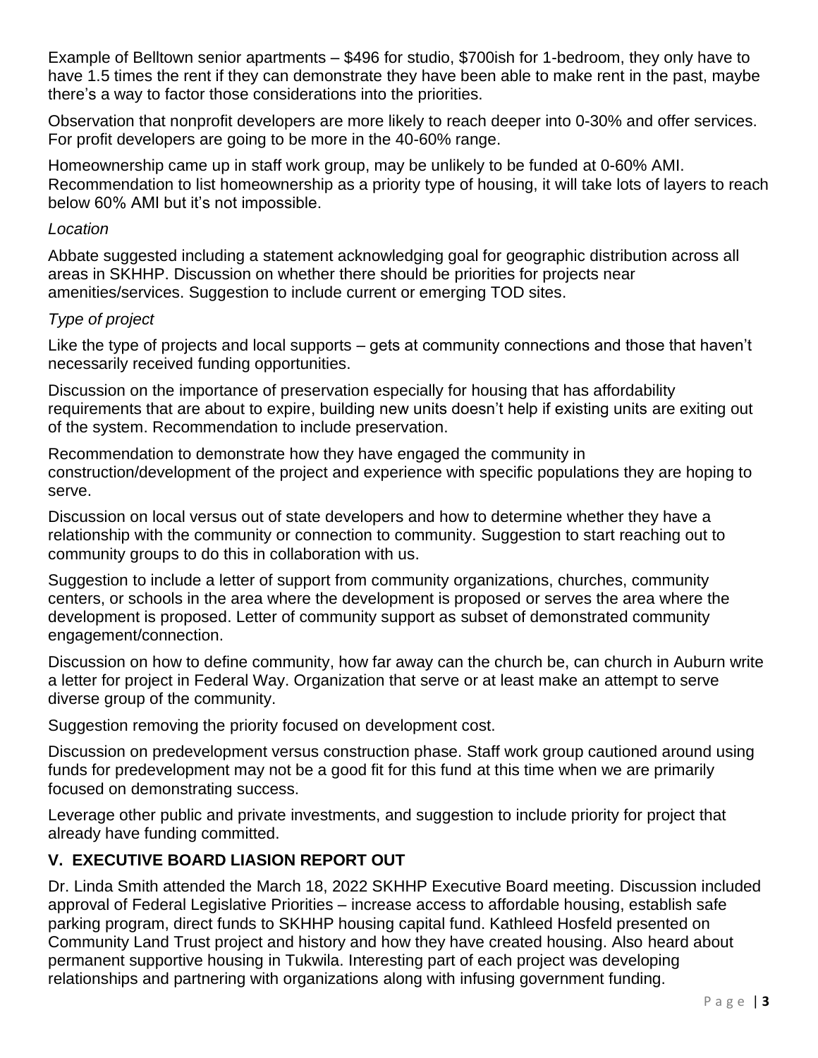Example of Belltown senior apartments – $496 for studio, $700ish for 1-bedroom, they only have to have 1.5 times the rent if they can demonstrate they have been able to make rent in the past, maybe there's a way to factor those considerations into the priorities.

Observation that nonprofit developers are more likely to reach deeper into 0-30% and offer services. For profit developers are going to be more in the 40-60% range.

Homeownership came up in staff work group, may be unlikely to be funded at 0-60% AMI. Recommendation to list homeownership as a priority type of housing, it will take lots of layers to reach below 60% AMI but it's not impossible.

*Location*

Abbate suggested including a statement acknowledging goal for geographic distribution across all areas in SKHHP. Discussion on whether there should be priorities for projects near amenities/services. Suggestion to include current or emerging TOD sites.

*Type of project*

Like the type of projects and local supports – gets at community connections and those that haven't necessarily received funding opportunities.

Discussion on the importance of preservation especially for housing that has affordability requirements that are about to expire, building new units doesn't help if existing units are exiting out of the system. Recommendation to include preservation.

Recommendation to demonstrate how they have engaged the community in construction/development of the project and experience with specific populations they are hoping to serve.

Discussion on local versus out of state developers and how to determine whether they have a relationship with the community or connection to community. Suggestion to start reaching out to community groups to do this in collaboration with us.

Suggestion to include a letter of support from community organizations, churches, community centers, or schools in the area where the development is proposed or serves the area where the development is proposed. Letter of community support as subset of demonstrated community engagement/connection.

Discussion on how to define community, how far away can the church be, can church in Auburn write a letter for project in Federal Way. Organization that serve or at least make an attempt to serve diverse group of the community.

Suggestion removing the priority focused on development cost.

Discussion on predevelopment versus construction phase. Staff work group cautioned around using funds for predevelopment may not be a good fit for this fund at this time when we are primarily focused on demonstrating success.

Leverage other public and private investments, and suggestion to include priority for project that already have funding committed.

## V. EXECUTIVE BOARD LIASION REPORT OUT

Dr. Linda Smith attended the March 18, 2022 SKHHP Executive Board meeting. Discussion included approval of Federal Legislative Priorities – increase access to affordable housing, establish safe parking program, direct funds to SKHHP housing capital fund. Kathleed Hosfeld presented on Community Land Trust project and history and how they have created housing. Also heard about permanent supportive housing in Tukwila. Interesting part of each project was developing relationships and partnering with organizations along with infusing government funding.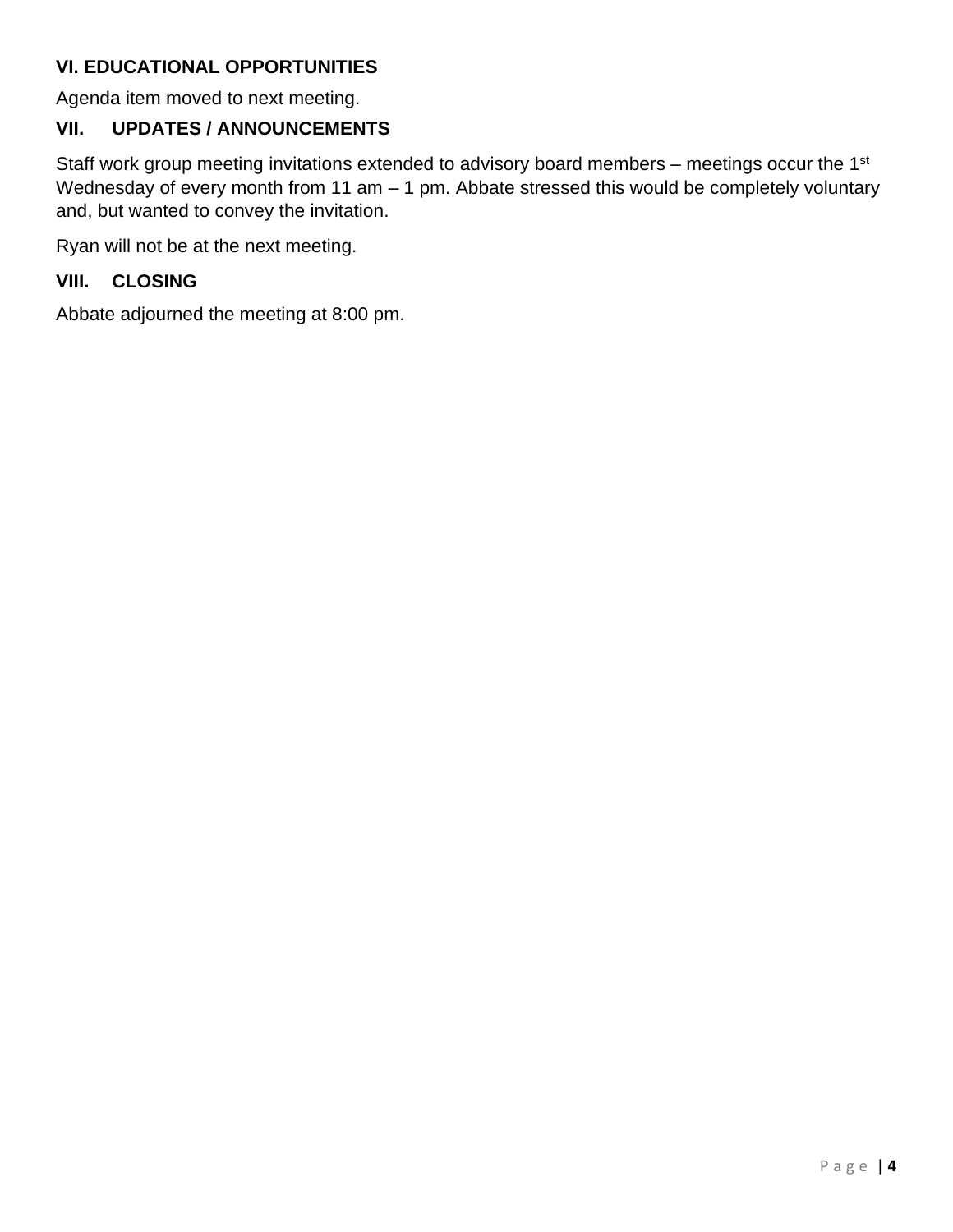## VI. EDUCATIONAL OPPORTUNITIES

Agenda item moved to next meeting.

## VII. UPDATES / ANNOUNCEMENTS

Staff work group meeting invitations extended to advisory board members – meetings occur the 1st Wednesday of every month from 11 am – 1 pm. Abbate stressed this would be completely voluntary and, but wanted to convey the invitation.

Ryan will not be at the next meeting.

## VIII. CLOSING

Abbate adjourned the meeting at 8:00 pm.